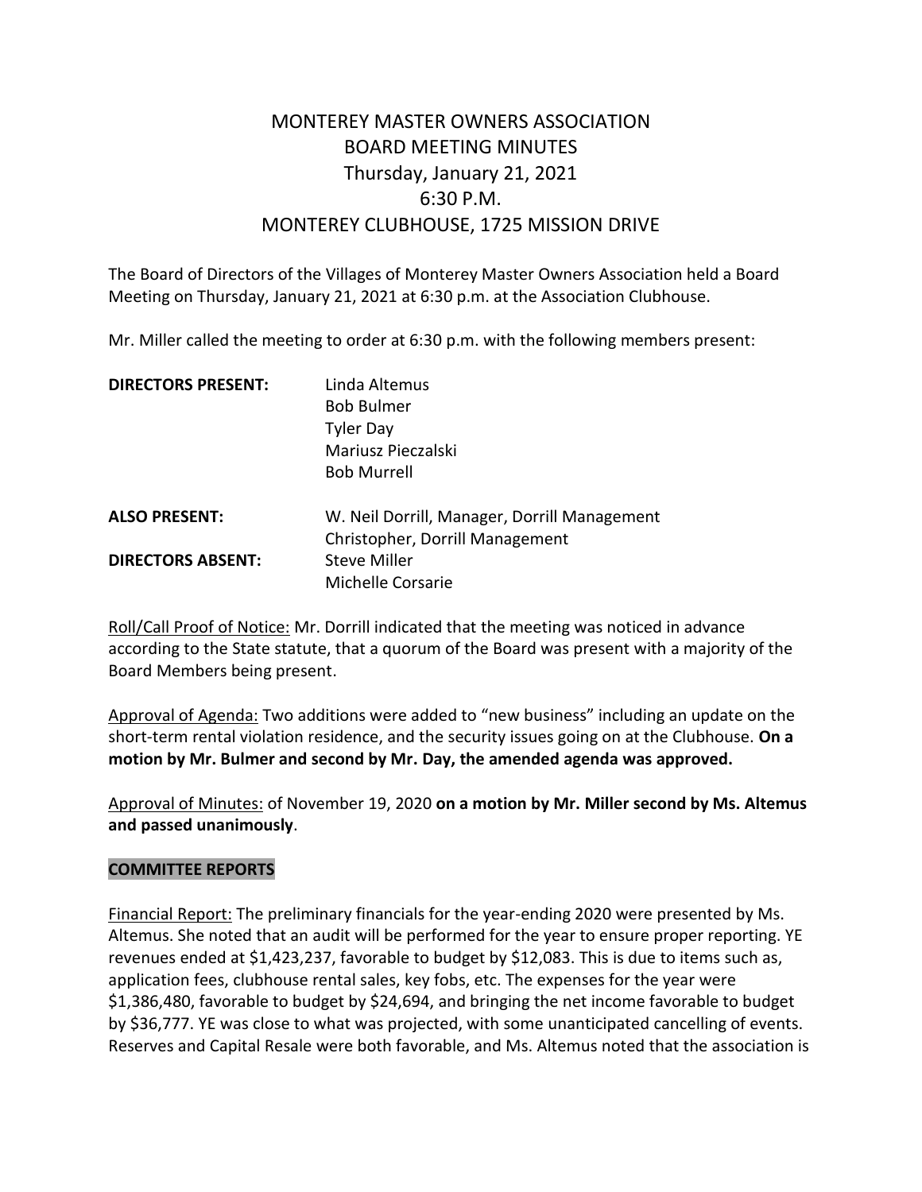# MONTEREY MASTER OWNERS ASSOCIATION
# BOARD MEETING MINUTES
## Thursday, January 21, 2021
## 6:30 P.M.
## MONTEREY CLUBHOUSE, 1725 MISSION DRIVE

The Board of Directors of the Villages of Monterey Master Owners Association held a Board Meeting on Thursday, January 21, 2021 at 6:30 p.m. at the Association Clubhouse.

Mr. Miller called the meeting to order at 6:30 p.m. with the following members present:

| | |
|---|---|
| **DIRECTORS PRESENT:** | Linda Altemus |
| | Bob Bulmer |
| | Tyler Day |
| | Mariusz Pieczalski |
| | Bob Murrell |
| **ALSO PRESENT:** | W. Neil Dorrill, Manager, Dorrill Management |
| | Christopher, Dorrill Management |
| **DIRECTORS ABSENT:** | Steve Miller |
| | Michelle Corsarie |

Roll/Call Proof of Notice: Mr. Dorrill indicated that the meeting was noticed in advance according to the State statute, that a quorum of the Board was present with a majority of the Board Members being present.

Approval of Agenda: Two additions were added to "new business" including an update on the short-term rental violation residence, and the security issues going on at the Clubhouse. **On a motion by Mr. Bulmer and second by Mr. Day, the amended agenda was approved.**

Approval of Minutes: of November 19, 2020 **on a motion by Mr. Miller second by Ms. Altemus and passed unanimously**.

### COMMITTEE REPORTS

Financial Report: The preliminary financials for the year-ending 2020 were presented by Ms. Altemus. She noted that an audit will be performed for the year to ensure proper reporting. YE revenues ended at $1,423,237, favorable to budget by $12,083. This is due to items such as, application fees, clubhouse rental sales, key fobs, etc. The expenses for the year were $1,386,480, favorable to budget by $24,694, and bringing the net income favorable to budget by $36,777. YE was close to what was projected, with some unanticipated cancelling of events. Reserves and Capital Resale were both favorable, and Ms. Altemus noted that the association is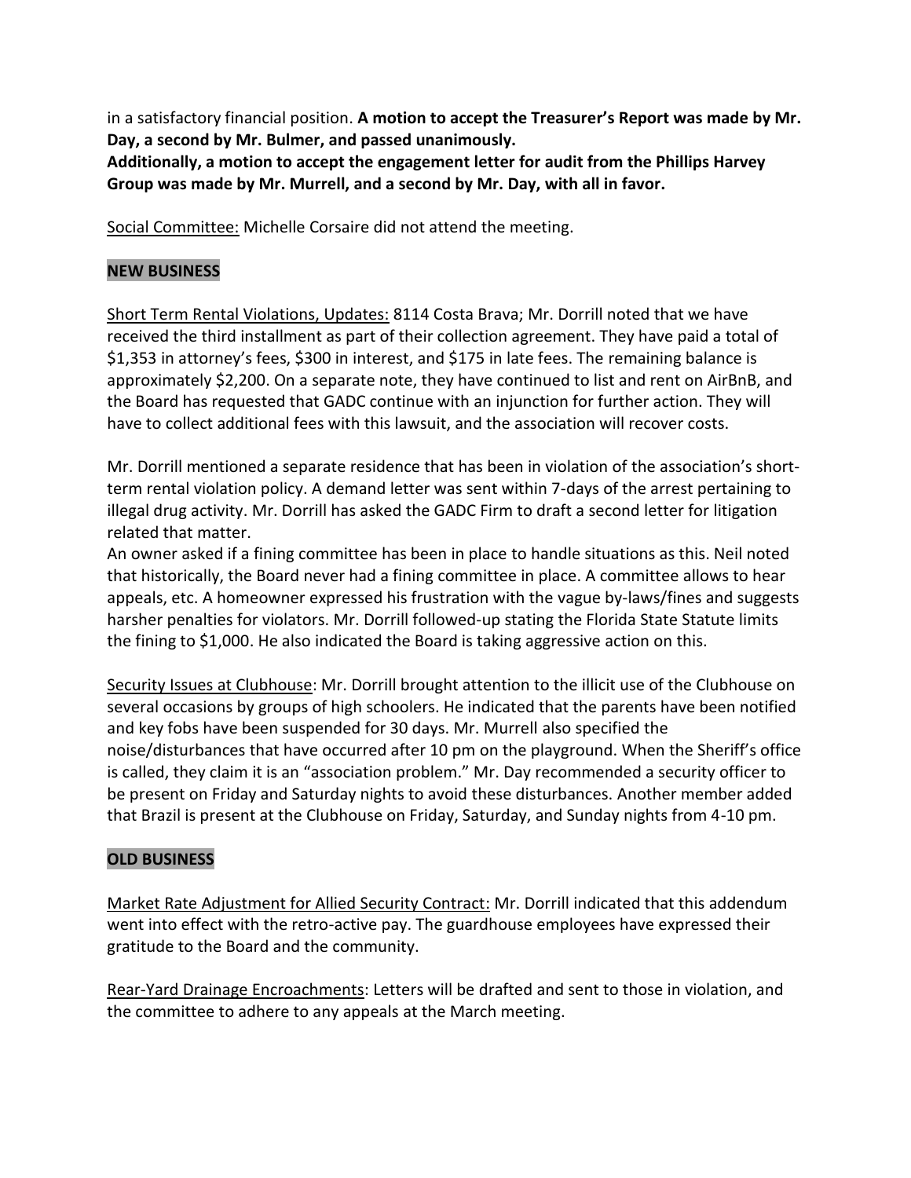in a satisfactory financial position. **A motion to accept the Treasurer's Report was made by Mr. Day, a second by Mr. Bulmer, and passed unanimously.**
**Additionally, a motion to accept the engagement letter for audit from the Phillips Harvey Group was made by Mr. Murrell, and a second by Mr. Day, with all in favor.**

<u>Social Committee:</u> Michelle Corsaire did not attend the meeting.

## NEW BUSINESS

<u>Short Term Rental Violations, Updates:</u> 8114 Costa Brava; Mr. Dorrill noted that we have received the third installment as part of their collection agreement. They have paid a total of $1,353 in attorney's fees, $300 in interest, and $175 in late fees. The remaining balance is approximately $2,200. On a separate note, they have continued to list and rent on AirBnB, and the Board has requested that GADC continue with an injunction for further action. They will have to collect additional fees with this lawsuit, and the association will recover costs.

Mr. Dorrill mentioned a separate residence that has been in violation of the association's short-term rental violation policy. A demand letter was sent within 7-days of the arrest pertaining to illegal drug activity. Mr. Dorrill has asked the GADC Firm to draft a second letter for litigation related that matter.
An owner asked if a fining committee has been in place to handle situations as this. Neil noted that historically, the Board never had a fining committee in place. A committee allows to hear appeals, etc. A homeowner expressed his frustration with the vague by-laws/fines and suggests harsher penalties for violators. Mr. Dorrill followed-up stating the Florida State Statute limits the fining to $1,000. He also indicated the Board is taking aggressive action on this.

<u>Security Issues at Clubhouse</u>: Mr. Dorrill brought attention to the illicit use of the Clubhouse on several occasions by groups of high schoolers. He indicated that the parents have been notified and key fobs have been suspended for 30 days. Mr. Murrell also specified the noise/disturbances that have occurred after 10 pm on the playground. When the Sheriff's office is called, they claim it is an "association problem." Mr. Day recommended a security officer to be present on Friday and Saturday nights to avoid these disturbances. Another member added that Brazil is present at the Clubhouse on Friday, Saturday, and Sunday nights from 4-10 pm.

## OLD BUSINESS

<u>Market Rate Adjustment for Allied Security Contract:</u> Mr. Dorrill indicated that this addendum went into effect with the retro-active pay. The guardhouse employees have expressed their gratitude to the Board and the community.

<u>Rear-Yard Drainage Encroachments</u>: Letters will be drafted and sent to those in violation, and the committee to adhere to any appeals at the March meeting.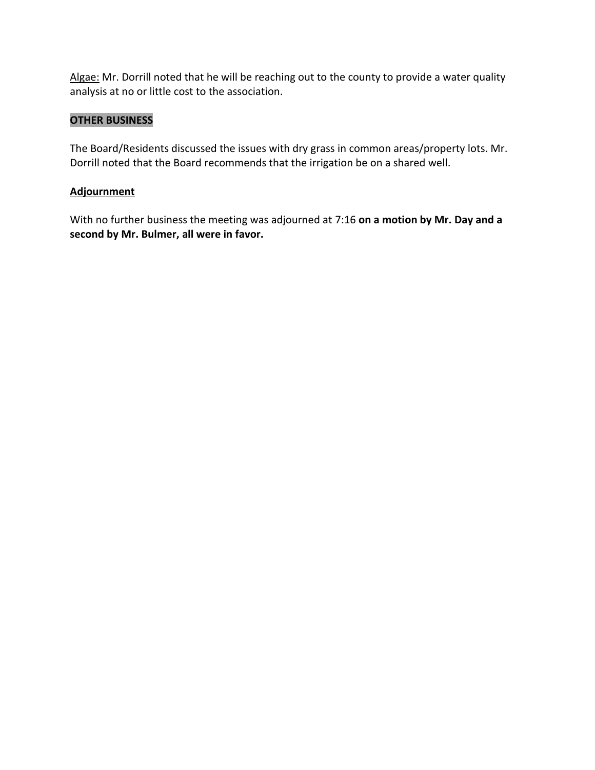Algae: Mr. Dorrill noted that he will be reaching out to the county to provide a water quality analysis at no or little cost to the association.

## OTHER BUSINESS

The Board/Residents discussed the issues with dry grass in common areas/property lots. Mr. Dorrill noted that the Board recommends that the irrigation be on a shared well.

## Adjournment

With no further business the meeting was adjourned at 7:16 **on a motion by Mr. Day and a second by Mr. Bulmer, all were in favor.**